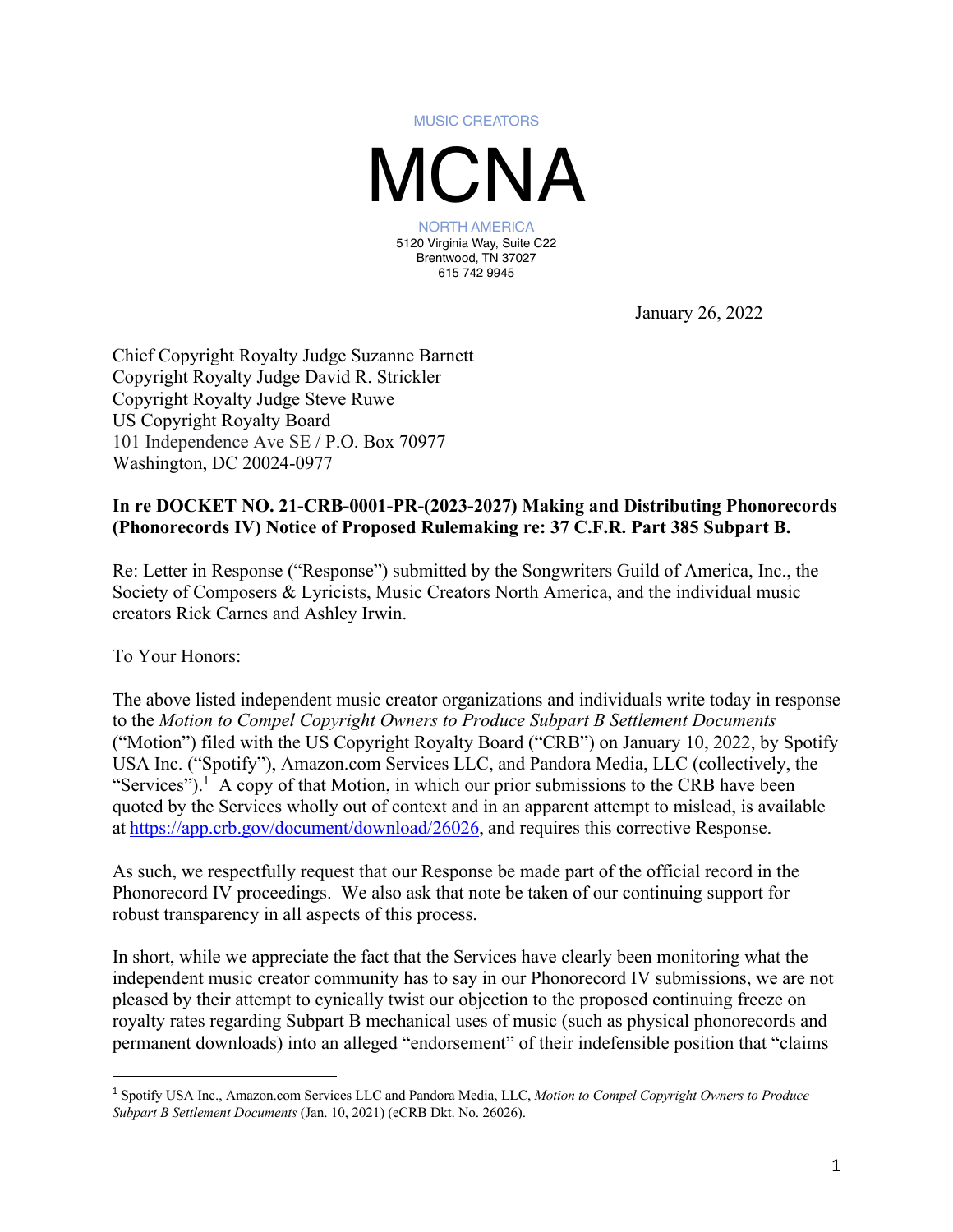MUSIC CREATORS

# MCNA

NORTH AMERICA
5120 Virginia Way, Suite C22
Brentwood, TN 37027
615 742 9945

January 26, 2022

Chief Copyright Royalty Judge Suzanne Barnett
Copyright Royalty Judge David R. Strickler
Copyright Royalty Judge Steve Ruwe
US Copyright Royalty Board
101 Independence Ave SE / P.O. Box 70977
Washington, DC 20024-0977

**In re DOCKET NO. 21-CRB-0001-PR-(2023-2027) Making and Distributing Phonorecords (Phonorecords IV) Notice of Proposed Rulemaking re: 37 C.F.R. Part 385 Subpart B.**

Re: Letter in Response ("Response") submitted by the Songwriters Guild of America, Inc., the Society of Composers & Lyricists, Music Creators North America, and the individual music creators Rick Carnes and Ashley Irwin.

To Your Honors:

The above listed independent music creator organizations and individuals write today in response to the *Motion to Compel Copyright Owners to Produce Subpart B Settlement Documents* ("Motion") filed with the US Copyright Royalty Board ("CRB") on January 10, 2022, by Spotify USA Inc. ("Spotify"), Amazon.com Services LLC, and Pandora Media, LLC (collectively, the "Services").[1] A copy of that Motion, in which our prior submissions to the CRB have been quoted by the Services wholly out of context and in an apparent attempt to mislead, is available at https://app.crb.gov/document/download/26026, and requires this corrective Response.

As such, we respectfully request that our Response be made part of the official record in the Phonorecord IV proceedings. We also ask that note be taken of our continuing support for robust transparency in all aspects of this process.

In short, while we appreciate the fact that the Services have clearly been monitoring what the independent music creator community has to say in our Phonorecord IV submissions, we are not pleased by their attempt to cynically twist our objection to the proposed continuing freeze on royalty rates regarding Subpart B mechanical uses of music (such as physical phonorecords and permanent downloads) into an alleged "endorsement" of their indefensible position that "claims

[1] Spotify USA Inc., Amazon.com Services LLC and Pandora Media, LLC, *Motion to Compel Copyright Owners to Produce Subpart B Settlement Documents* (Jan. 10, 2021) (eCRB Dkt. No. 26026).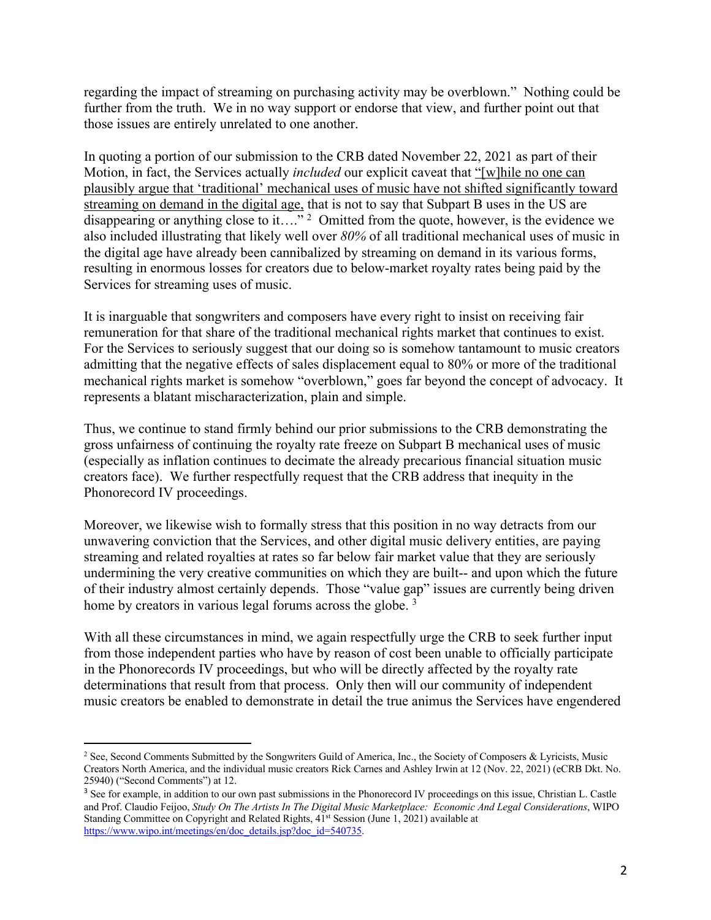regarding the impact of streaming on purchasing activity may be overblown." Nothing could be further from the truth. We in no way support or endorse that view, and further point out that those issues are entirely unrelated to one another.

In quoting a portion of our submission to the CRB dated November 22, 2021 as part of their Motion, in fact, the Services actually *included* our explicit caveat that "[w]hile no one can plausibly argue that 'traditional' mechanical uses of music have not shifted significantly toward streaming on demand in the digital age, that is not to say that Subpart B uses in the US are disappearing or anything close to it…." [2] Omitted from the quote, however, is the evidence we also included illustrating that likely well over *80%* of all traditional mechanical uses of music in the digital age have already been cannibalized by streaming on demand in its various forms, resulting in enormous losses for creators due to below-market royalty rates being paid by the Services for streaming uses of music.

It is inarguable that songwriters and composers have every right to insist on receiving fair remuneration for that share of the traditional mechanical rights market that continues to exist. For the Services to seriously suggest that our doing so is somehow tantamount to music creators admitting that the negative effects of sales displacement equal to 80% or more of the traditional mechanical rights market is somehow "overblown," goes far beyond the concept of advocacy. It represents a blatant mischaracterization, plain and simple.

Thus, we continue to stand firmly behind our prior submissions to the CRB demonstrating the gross unfairness of continuing the royalty rate freeze on Subpart B mechanical uses of music (especially as inflation continues to decimate the already precarious financial situation music creators face). We further respectfully request that the CRB address that inequity in the Phonorecord IV proceedings.

Moreover, we likewise wish to formally stress that this position in no way detracts from our unwavering conviction that the Services, and other digital music delivery entities, are paying streaming and related royalties at rates so far below fair market value that they are seriously undermining the very creative communities on which they are built-- and upon which the future of their industry almost certainly depends. Those "value gap" issues are currently being driven home by creators in various legal forums across the globe. [3]

With all these circumstances in mind, we again respectfully urge the CRB to seek further input from those independent parties who have by reason of cost been unable to officially participate in the Phonorecords IV proceedings, but who will be directly affected by the royalty rate determinations that result from that process. Only then will our community of independent music creators be enabled to demonstrate in detail the true animus the Services have engendered

---

[2] See, Second Comments Submitted by the Songwriters Guild of America, Inc., the Society of Composers & Lyricists, Music Creators North America, and the individual music creators Rick Carnes and Ashley Irwin at 12 (Nov. 22, 2021) (eCRB Dkt. No. 25940) ("Second Comments") at 12.

[3] See for example, in addition to our own past submissions in the Phonorecord IV proceedings on this issue, Christian L. Castle and Prof. Claudio Feijoo, *Study On The Artists In The Digital Music Marketplace: Economic And Legal Considerations*, WIPO Standing Committee on Copyright and Related Rights, 41st Session (June 1, 2021) available at https://www.wipo.int/meetings/en/doc_details.jsp?doc_id=540735.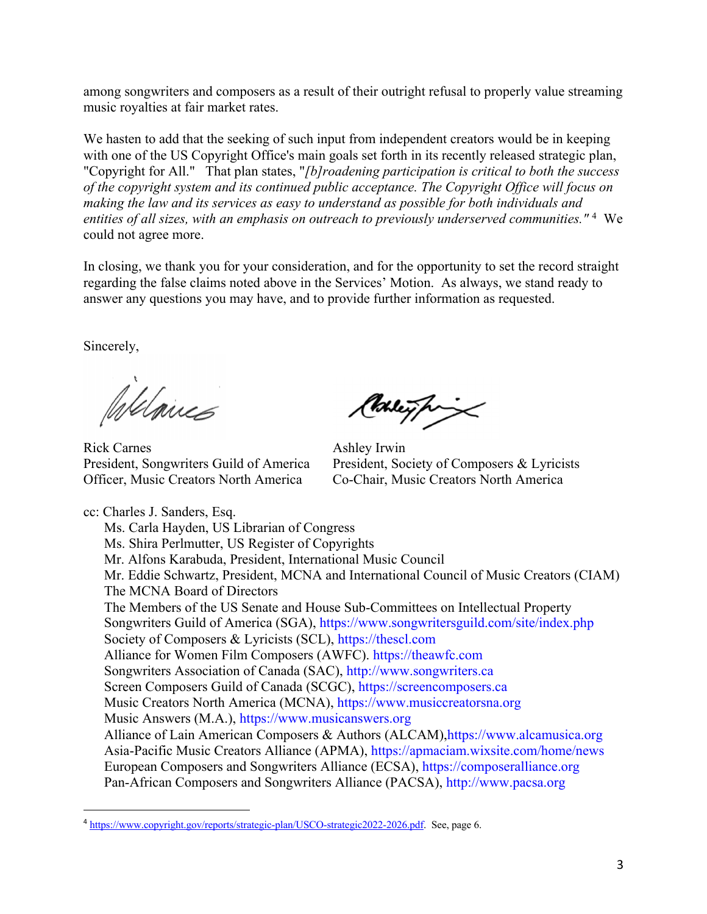among songwriters and composers as a result of their outright refusal to properly value streaming music royalties at fair market rates.

We hasten to add that the seeking of such input from independent creators would be in keeping with one of the US Copyright Office's main goals set forth in its recently released strategic plan, "Copyright for All." That plan states, "*[b]roadening participation is critical to both the success of the copyright system and its continued public acceptance. The Copyright Office will focus on making the law and its services as easy to understand as possible for both individuals and entities of all sizes, with an emphasis on outreach to previously underserved communities."* [4] We could not agree more.

In closing, we thank you for your consideration, and for the opportunity to set the record straight regarding the false claims noted above in the Services' Motion. As always, we stand ready to answer any questions you may have, and to provide further information as requested.

Sincerely,

Rick Carnes
President, Songwriters Guild of America
Officer, Music Creators North America

Ashley Irwin
President, Society of Composers & Lyricists
Co-Chair, Music Creators North America

cc: Charles J. Sanders, Esq.
Ms. Carla Hayden, US Librarian of Congress
Ms. Shira Perlmutter, US Register of Copyrights
Mr. Alfons Karabuda, President, International Music Council
Mr. Eddie Schwartz, President, MCNA and International Council of Music Creators (CIAM)
The MCNA Board of Directors
The Members of the US Senate and House Sub-Committees on Intellectual Property
Songwriters Guild of America (SGA), https://www.songwritersguild.com/site/index.php
Society of Composers & Lyricists (SCL), https://thescl.com
Alliance for Women Film Composers (AWFC). https://theawfc.com
Songwriters Association of Canada (SAC), http://www.songwriters.ca
Screen Composers Guild of Canada (SCGC), https://screencomposers.ca
Music Creators North America (MCNA), https://www.musiccreatorsna.org
Music Answers (M.A.), https://www.musicanswers.org
Alliance of Lain American Composers & Authors (ALCAM),https://www.alcamusica.org
Asia-Pacific Music Creators Alliance (APMA), https://apmaciam.wixsite.com/home/news
European Composers and Songwriters Alliance (ECSA), https://composeralliance.org
Pan-African Composers and Songwriters Alliance (PACSA), http://www.pacsa.org

[4] https://www.copyright.gov/reports/strategic-plan/USCO-strategic2022-2026.pdf. See, page 6.